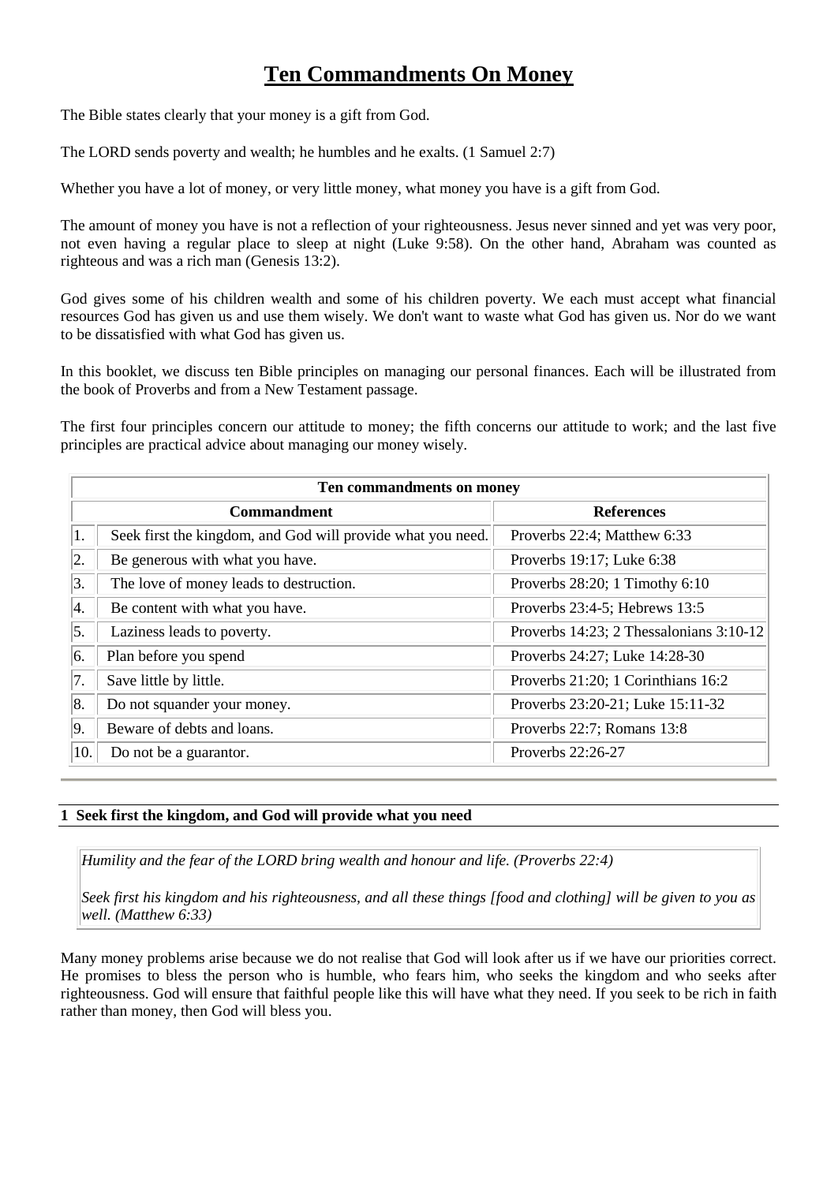# Ten Commandments On Money

The Bible states clearly that your money is a gift from God.

The LORD sends poverty and wealth; he humbles and he exalts. (1 Samuel 2:7)

Whether you have a lot of money, or very little money, what money you have is a gift from God.

The amount of money you have is not a reflection of your righteousness. Jesus never sinned and yet was very poor, not even having a regular place to sleep at night (Luke 9:58). On the other hand, Abraham was counted as righteous and was a rich man (Genesis 13:2).

God gives some of his children wealth and some of his children poverty. We each must accept what financial resources God has given us and use them wisely. We don't want to waste what God has given us. Nor do we want to be dissatisfied with what God has given us.

In this booklet, we discuss ten Bible principles on managing our personal finances. Each will be illustrated from the book of Proverbs and from a New Testament passage.

The first four principles concern our attitude to money; the fifth concerns our attitude to work; and the last five principles are practical advice about managing our money wisely.

| Ten commandments on money | | |
|---|---|---|
| | **Commandment** | **References** |
| 1. | Seek first the kingdom, and God will provide what you need. | Proverbs 22:4; Matthew 6:33 |
| 2. | Be generous with what you have. | Proverbs 19:17; Luke 6:38 |
| 3. | The love of money leads to destruction. | Proverbs 28:20; 1 Timothy 6:10 |
| 4. | Be content with what you have. | Proverbs 23:4-5; Hebrews 13:5 |
| 5. | Laziness leads to poverty. | Proverbs 14:23; 2 Thessalonians 3:10-12 |
| 6. | Plan before you spend | Proverbs 24:27; Luke 14:28-30 |
| 7. | Save little by little. | Proverbs 21:20; 1 Corinthians 16:2 |
| 8. | Do not squander your money. | Proverbs 23:20-21; Luke 15:11-32 |
| 9. | Beware of debts and loans. | Proverbs 22:7; Romans 13:8 |
| 10. | Do not be a guarantor. | Proverbs 22:26-27 |

## 1 Seek first the kingdom, and God will provide what you need

> *Humility and the fear of the LORD bring wealth and honour and life. (Proverbs 22:4)*
>
> *Seek first his kingdom and his righteousness, and all these things [food and clothing] will be given to you as well. (Matthew 6:33)*

Many money problems arise because we do not realise that God will look after us if we have our priorities correct. He promises to bless the person who is humble, who fears him, who seeks the kingdom and who seeks after righteousness. God will ensure that faithful people like this will have what they need. If you seek to be rich in faith rather than money, then God will bless you.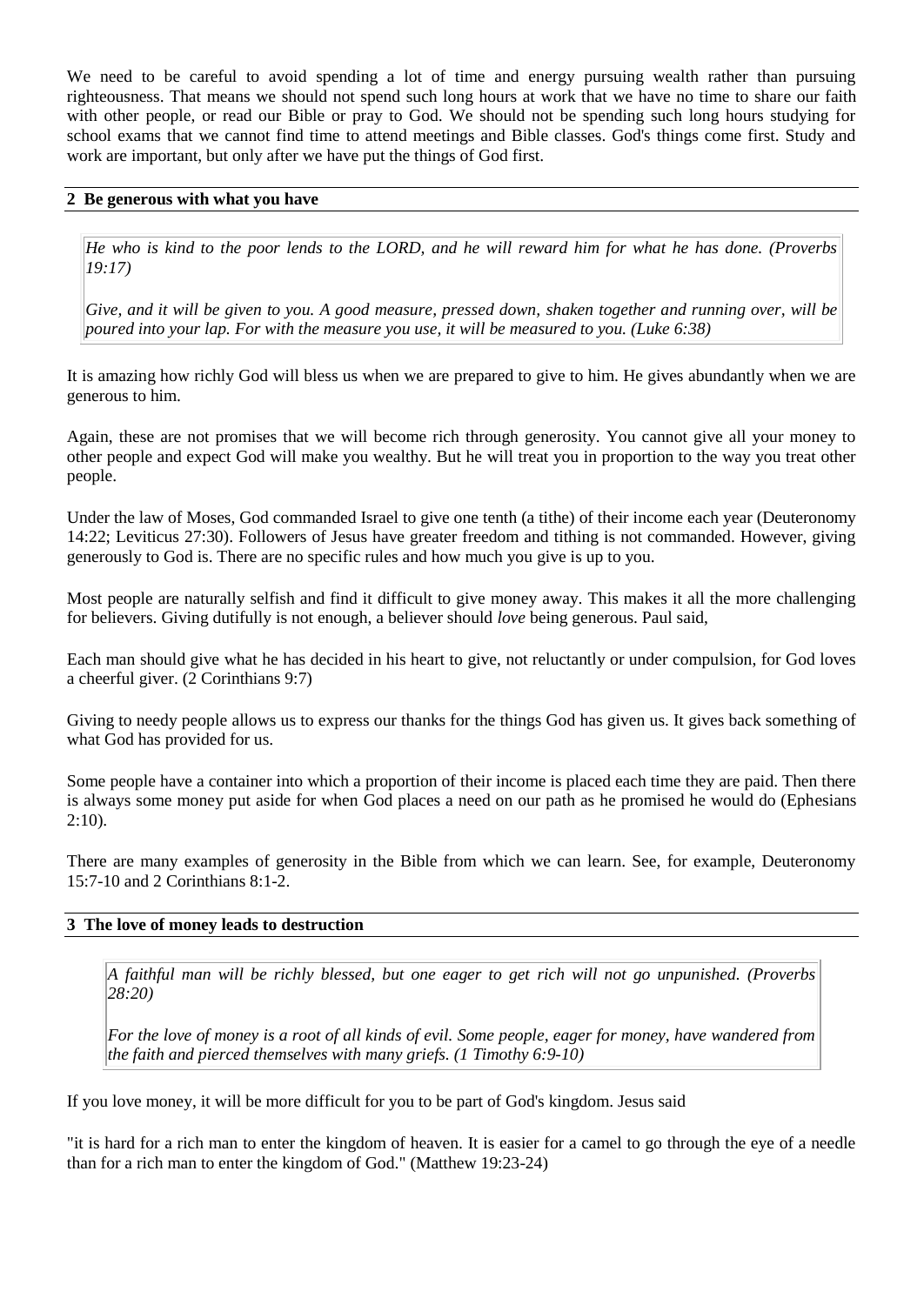We need to be careful to avoid spending a lot of time and energy pursuing wealth rather than pursuing righteousness. That means we should not spend such long hours at work that we have no time to share our faith with other people, or read our Bible or pray to God. We should not be spending such long hours studying for school exams that we cannot find time to attend meetings and Bible classes. God's things come first. Study and work are important, but only after we have put the things of God first.

## 2 Be generous with what you have

> *He who is kind to the poor lends to the LORD, and he will reward him for what he has done. (Proverbs 19:17)*
>
> *Give, and it will be given to you. A good measure, pressed down, shaken together and running over, will be poured into your lap. For with the measure you use, it will be measured to you. (Luke 6:38)*

It is amazing how richly God will bless us when we are prepared to give to him. He gives abundantly when we are generous to him.

Again, these are not promises that we will become rich through generosity. You cannot give all your money to other people and expect God will make you wealthy. But he will treat you in proportion to the way you treat other people.

Under the law of Moses, God commanded Israel to give one tenth (a tithe) of their income each year (Deuteronomy 14:22; Leviticus 27:30). Followers of Jesus have greater freedom and tithing is not commanded. However, giving generously to God is. There are no specific rules and how much you give is up to you.

Most people are naturally selfish and find it difficult to give money away. This makes it all the more challenging for believers. Giving dutifully is not enough, a believer should *love* being generous. Paul said,

Each man should give what he has decided in his heart to give, not reluctantly or under compulsion, for God loves a cheerful giver. (2 Corinthians 9:7)

Giving to needy people allows us to express our thanks for the things God has given us. It gives back something of what God has provided for us.

Some people have a container into which a proportion of their income is placed each time they are paid. Then there is always some money put aside for when God places a need on our path as he promised he would do (Ephesians 2:10).

There are many examples of generosity in the Bible from which we can learn. See, for example, Deuteronomy 15:7-10 and 2 Corinthians 8:1-2.

## 3 The love of money leads to destruction

> *A faithful man will be richly blessed, but one eager to get rich will not go unpunished. (Proverbs 28:20)*
>
> *For the love of money is a root of all kinds of evil. Some people, eager for money, have wandered from the faith and pierced themselves with many griefs. (1 Timothy 6:9-10)*

If you love money, it will be more difficult for you to be part of God's kingdom. Jesus said

"it is hard for a rich man to enter the kingdom of heaven. It is easier for a camel to go through the eye of a needle than for a rich man to enter the kingdom of God." (Matthew 19:23-24)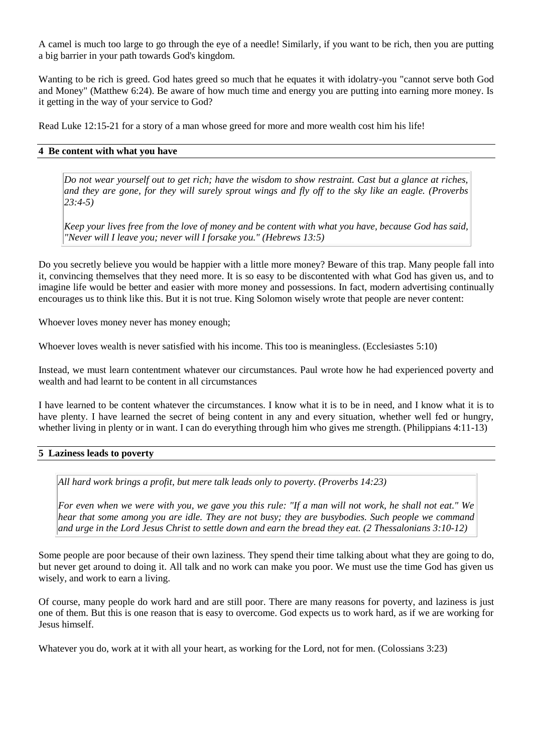A camel is much too large to go through the eye of a needle! Similarly, if you want to be rich, then you are putting a big barrier in your path towards God's kingdom.

Wanting to be rich is greed. God hates greed so much that he equates it with idolatry-you "cannot serve both God and Money" (Matthew 6:24). Be aware of how much time and energy you are putting into earning more money. Is it getting in the way of your service to God?

Read Luke 12:15-21 for a story of a man whose greed for more and more wealth cost him his life!

## 4 Be content with what you have

> *Do not wear yourself out to get rich; have the wisdom to show restraint. Cast but a glance at riches, and they are gone, for they will surely sprout wings and fly off to the sky like an eagle. (Proverbs 23:4-5)*
>
> *Keep your lives free from the love of money and be content with what you have, because God has said, "Never will I leave you; never will I forsake you." (Hebrews 13:5)*

Do you secretly believe you would be happier with a little more money? Beware of this trap. Many people fall into it, convincing themselves that they need more. It is so easy to be discontented with what God has given us, and to imagine life would be better and easier with more money and possessions. In fact, modern advertising continually encourages us to think like this. But it is not true. King Solomon wisely wrote that people are never content:

Whoever loves money never has money enough;

Whoever loves wealth is never satisfied with his income. This too is meaningless. (Ecclesiastes 5:10)

Instead, we must learn contentment whatever our circumstances. Paul wrote how he had experienced poverty and wealth and had learnt to be content in all circumstances

I have learned to be content whatever the circumstances. I know what it is to be in need, and I know what it is to have plenty. I have learned the secret of being content in any and every situation, whether well fed or hungry, whether living in plenty or in want. I can do everything through him who gives me strength. (Philippians 4:11-13)

## 5 Laziness leads to poverty

> *All hard work brings a profit, but mere talk leads only to poverty. (Proverbs 14:23)*
>
> *For even when we were with you, we gave you this rule: "If a man will not work, he shall not eat." We hear that some among you are idle. They are not busy; they are busybodies. Such people we command and urge in the Lord Jesus Christ to settle down and earn the bread they eat. (2 Thessalonians 3:10-12)*

Some people are poor because of their own laziness. They spend their time talking about what they are going to do, but never get around to doing it. All talk and no work can make you poor. We must use the time God has given us wisely, and work to earn a living.

Of course, many people do work hard and are still poor. There are many reasons for poverty, and laziness is just one of them. But this is one reason that is easy to overcome. God expects us to work hard, as if we are working for Jesus himself.

Whatever you do, work at it with all your heart, as working for the Lord, not for men. (Colossians 3:23)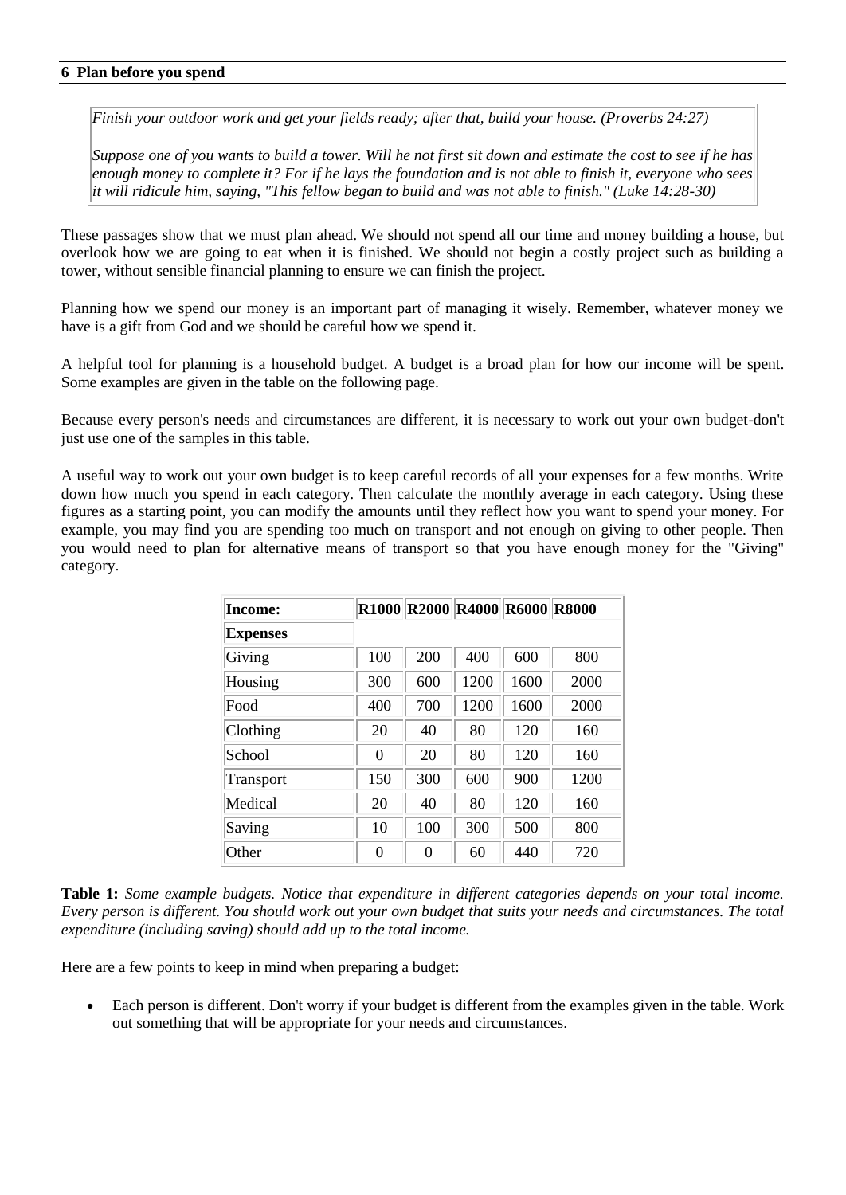## 6 Plan before you spend

*Finish your outdoor work and get your fields ready; after that, build your house. (Proverbs 24:27)*

*Suppose one of you wants to build a tower. Will he not first sit down and estimate the cost to see if he has enough money to complete it? For if he lays the foundation and is not able to finish it, everyone who sees it will ridicule him, saying, "This fellow began to build and was not able to finish." (Luke 14:28-30)*

These passages show that we must plan ahead. We should not spend all our time and money building a house, but overlook how we are going to eat when it is finished. We should not begin a costly project such as building a tower, without sensible financial planning to ensure we can finish the project.

Planning how we spend our money is an important part of managing it wisely. Remember, whatever money we have is a gift from God and we should be careful how we spend it.

A helpful tool for planning is a household budget. A budget is a broad plan for how our income will be spent. Some examples are given in the table on the following page.

Because every person's needs and circumstances are different, it is necessary to work out your own budget-don't just use one of the samples in this table.

A useful way to work out your own budget is to keep careful records of all your expenses for a few months. Write down how much you spend in each category. Then calculate the monthly average in each category. Using these figures as a starting point, you can modify the amounts until they reflect how you want to spend your money. For example, you may find you are spending too much on transport and not enough on giving to other people. Then you would need to plan for alternative means of transport so that you have enough money for the "Giving" category.

| **Income:** | **R1000** | **R2000** | **R4000** | **R6000** | **R8000** |
|---|---|---|---|---|---|
| **Expenses** | | | | | |
| Giving | 100 | 200 | 400 | 600 | 800 |
| Housing | 300 | 600 | 1200 | 1600 | 2000 |
| Food | 400 | 700 | 1200 | 1600 | 2000 |
| Clothing | 20 | 40 | 80 | 120 | 160 |
| School | 0 | 20 | 80 | 120 | 160 |
| Transport | 150 | 300 | 600 | 900 | 1200 |
| Medical | 20 | 40 | 80 | 120 | 160 |
| Saving | 10 | 100 | 300 | 500 | 800 |
| Other | 0 | 0 | 60 | 440 | 720 |

**Table 1:** *Some example budgets. Notice that expenditure in different categories depends on your total income. Every person is different. You should work out your own budget that suits your needs and circumstances. The total expenditure (including saving) should add up to the total income.*

Here are a few points to keep in mind when preparing a budget:

- Each person is different. Don't worry if your budget is different from the examples given in the table. Work out something that will be appropriate for your needs and circumstances.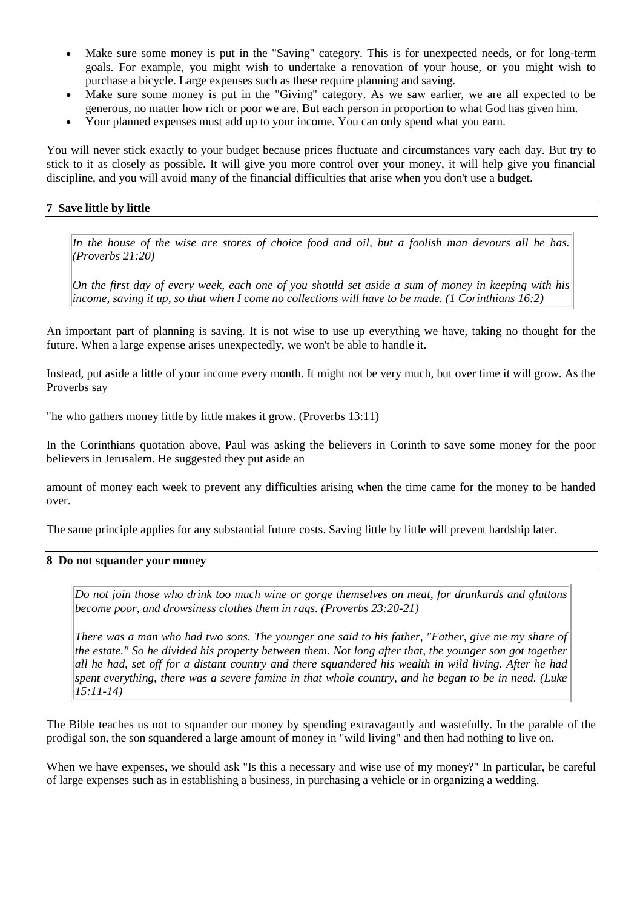- Make sure some money is put in the "Saving" category. This is for unexpected needs, or for long-term goals. For example, you might wish to undertake a renovation of your house, or you might wish to purchase a bicycle. Large expenses such as these require planning and saving.
- Make sure some money is put in the "Giving" category. As we saw earlier, we are all expected to be generous, no matter how rich or poor we are. But each person in proportion to what God has given him.
- Your planned expenses must add up to your income. You can only spend what you earn.

You will never stick exactly to your budget because prices fluctuate and circumstances vary each day. But try to stick to it as closely as possible. It will give you more control over your money, it will help give you financial discipline, and you will avoid many of the financial difficulties that arise when you don't use a budget.

## 7 Save little by little

> *In the house of the wise are stores of choice food and oil, but a foolish man devours all he has. (Proverbs 21:20)*
>
> *On the first day of every week, each one of you should set aside a sum of money in keeping with his income, saving it up, so that when I come no collections will have to be made. (1 Corinthians 16:2)*

An important part of planning is saving. It is not wise to use up everything we have, taking no thought for the future. When a large expense arises unexpectedly, we won't be able to handle it.

Instead, put aside a little of your income every month. It might not be very much, but over time it will grow. As the Proverbs say

"he who gathers money little by little makes it grow. (Proverbs 13:11)

In the Corinthians quotation above, Paul was asking the believers in Corinth to save some money for the poor believers in Jerusalem. He suggested they put aside an

amount of money each week to prevent any difficulties arising when the time came for the money to be handed over.

The same principle applies for any substantial future costs. Saving little by little will prevent hardship later.

## 8 Do not squander your money

> *Do not join those who drink too much wine or gorge themselves on meat, for drunkards and gluttons become poor, and drowsiness clothes them in rags. (Proverbs 23:20-21)*
>
> *There was a man who had two sons. The younger one said to his father, "Father, give me my share of the estate." So he divided his property between them. Not long after that, the younger son got together all he had, set off for a distant country and there squandered his wealth in wild living. After he had spent everything, there was a severe famine in that whole country, and he began to be in need. (Luke 15:11-14)*

The Bible teaches us not to squander our money by spending extravagantly and wastefully. In the parable of the prodigal son, the son squandered a large amount of money in "wild living" and then had nothing to live on.

When we have expenses, we should ask "Is this a necessary and wise use of my money?" In particular, be careful of large expenses such as in establishing a business, in purchasing a vehicle or in organizing a wedding.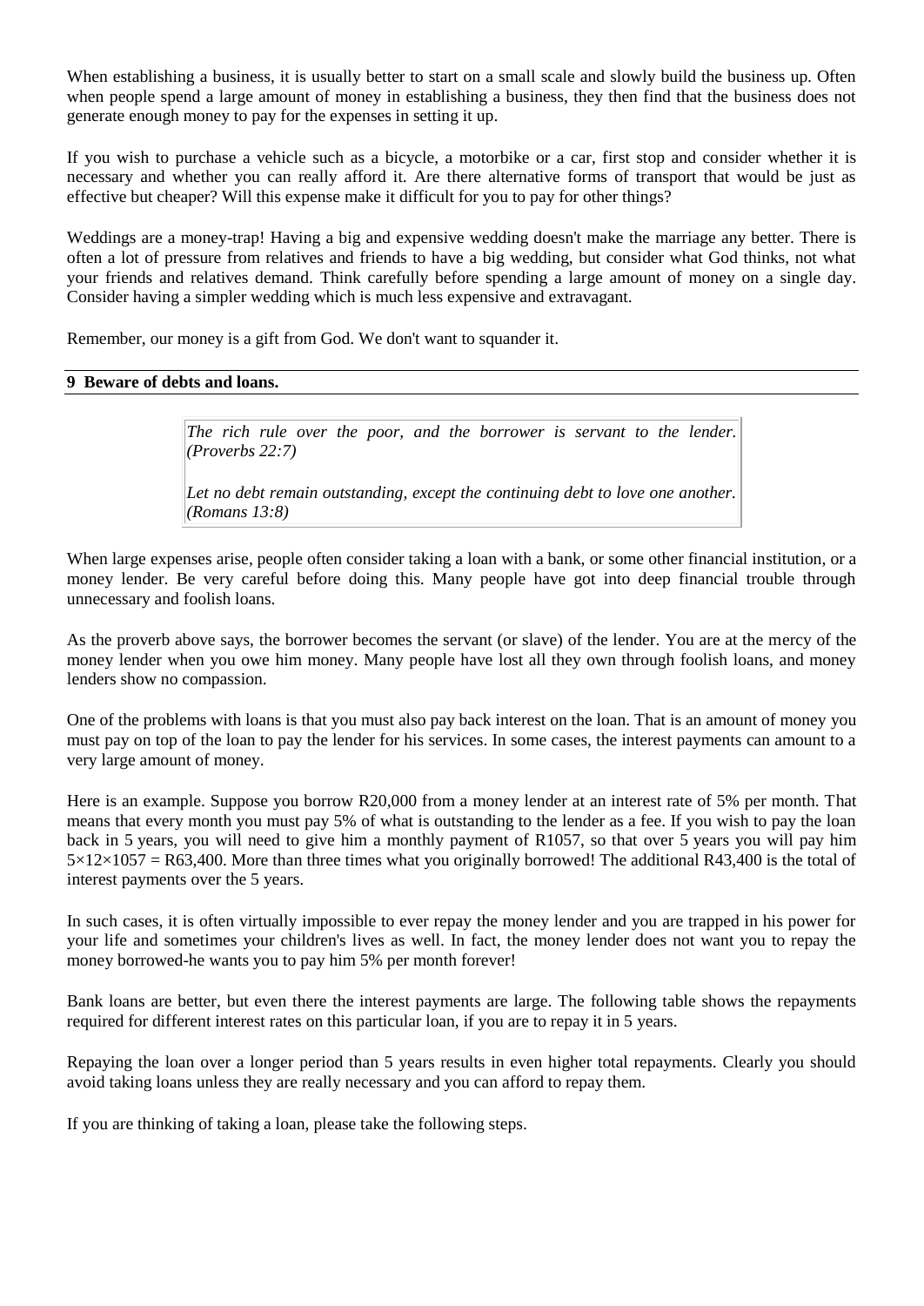When establishing a business, it is usually better to start on a small scale and slowly build the business up. Often when people spend a large amount of money in establishing a business, they then find that the business does not generate enough money to pay for the expenses in setting it up.

If you wish to purchase a vehicle such as a bicycle, a motorbike or a car, first stop and consider whether it is necessary and whether you can really afford it. Are there alternative forms of transport that would be just as effective but cheaper? Will this expense make it difficult for you to pay for other things?

Weddings are a money-trap! Having a big and expensive wedding doesn't make the marriage any better. There is often a lot of pressure from relatives and friends to have a big wedding, but consider what God thinks, not what your friends and relatives demand. Think carefully before spending a large amount of money on a single day. Consider having a simpler wedding which is much less expensive and extravagant.

Remember, our money is a gift from God. We don't want to squander it.

## 9 Beware of debts and loans.

> *The rich rule over the poor, and the borrower is servant to the lender. (Proverbs 22:7)*
>
> *Let no debt remain outstanding, except the continuing debt to love one another. (Romans 13:8)*

When large expenses arise, people often consider taking a loan with a bank, or some other financial institution, or a money lender. Be very careful before doing this. Many people have got into deep financial trouble through unnecessary and foolish loans.

As the proverb above says, the borrower becomes the servant (or slave) of the lender. You are at the mercy of the money lender when you owe him money. Many people have lost all they own through foolish loans, and money lenders show no compassion.

One of the problems with loans is that you must also pay back interest on the loan. That is an amount of money you must pay on top of the loan to pay the lender for his services. In some cases, the interest payments can amount to a very large amount of money.

Here is an example. Suppose you borrow R20,000 from a money lender at an interest rate of 5% per month. That means that every month you must pay 5% of what is outstanding to the lender as a fee. If you wish to pay the loan back in 5 years, you will need to give him a monthly payment of R1057, so that over 5 years you will pay him $5 \times 12 \times 1057$ = R63,400. More than three times what you originally borrowed! The additional R43,400 is the total of interest payments over the 5 years.

In such cases, it is often virtually impossible to ever repay the money lender and you are trapped in his power for your life and sometimes your children's lives as well. In fact, the money lender does not want you to repay the money borrowed-he wants you to pay him 5% per month forever!

Bank loans are better, but even there the interest payments are large. The following table shows the repayments required for different interest rates on this particular loan, if you are to repay it in 5 years.

Repaying the loan over a longer period than 5 years results in even higher total repayments. Clearly you should avoid taking loans unless they are really necessary and you can afford to repay them.

If you are thinking of taking a loan, please take the following steps.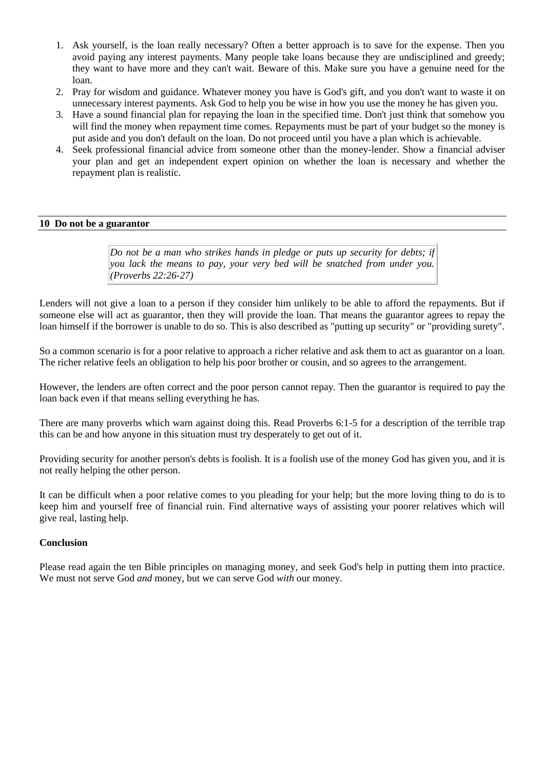1. Ask yourself, is the loan really necessary? Often a better approach is to save for the expense. Then you avoid paying any interest payments. Many people take loans because they are undisciplined and greedy; they want to have more and they can't wait. Beware of this. Make sure you have a genuine need for the loan.
2. Pray for wisdom and guidance. Whatever money you have is God's gift, and you don't want to waste it on unnecessary interest payments. Ask God to help you be wise in how you use the money he has given you.
3. Have a sound financial plan for repaying the loan in the specified time. Don't just think that somehow you will find the money when repayment time comes. Repayments must be part of your budget so the money is put aside and you don't default on the loan. Do not proceed until you have a plan which is achievable.
4. Seek professional financial advice from someone other than the money-lender. Show a financial adviser your plan and get an independent expert opinion on whether the loan is necessary and whether the repayment plan is realistic.

## 10 Do not be a guarantor

> *Do not be a man who strikes hands in pledge or puts up security for debts; if you lack the means to pay, your very bed will be snatched from under you. (Proverbs 22:26-27)*

Lenders will not give a loan to a person if they consider him unlikely to be able to afford the repayments. But if someone else will act as guarantor, then they will provide the loan. That means the guarantor agrees to repay the loan himself if the borrower is unable to do so. This is also described as "putting up security" or "providing surety".

So a common scenario is for a poor relative to approach a richer relative and ask them to act as guarantor on a loan. The richer relative feels an obligation to help his poor brother or cousin, and so agrees to the arrangement.

However, the lenders are often correct and the poor person cannot repay. Then the guarantor is required to pay the loan back even if that means selling everything he has.

There are many proverbs which warn against doing this. Read Proverbs 6:1-5 for a description of the terrible trap this can be and how anyone in this situation must try desperately to get out of it.

Providing security for another person's debts is foolish. It is a foolish use of the money God has given you, and it is not really helping the other person.

It can be difficult when a poor relative comes to you pleading for your help; but the more loving thing to do is to keep him and yourself free of financial ruin. Find alternative ways of assisting your poorer relatives which will give real, lasting help.

**Conclusion**

Please read again the ten Bible principles on managing money, and seek God's help in putting them into practice. We must not serve God *and* money, but we can serve God *with* our money.